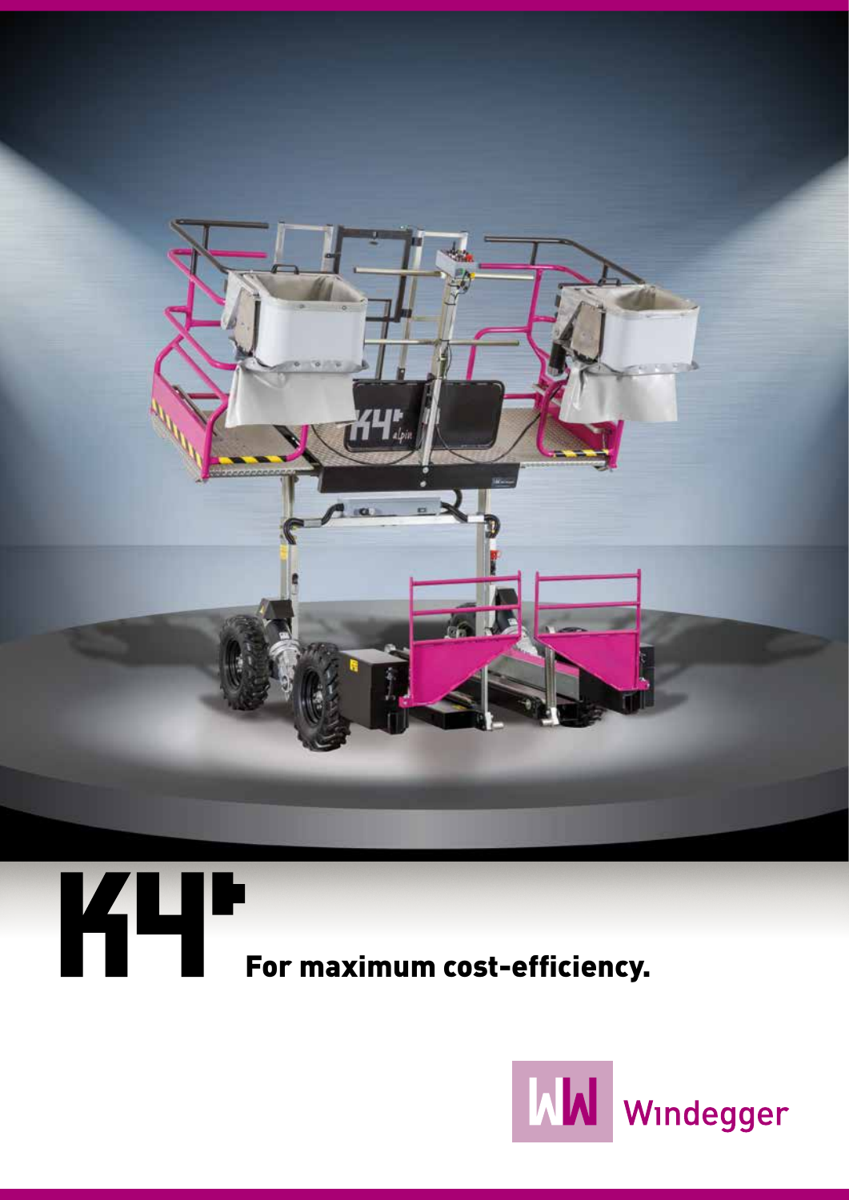# K4+

## For maximum cost-efficiency.

Windegger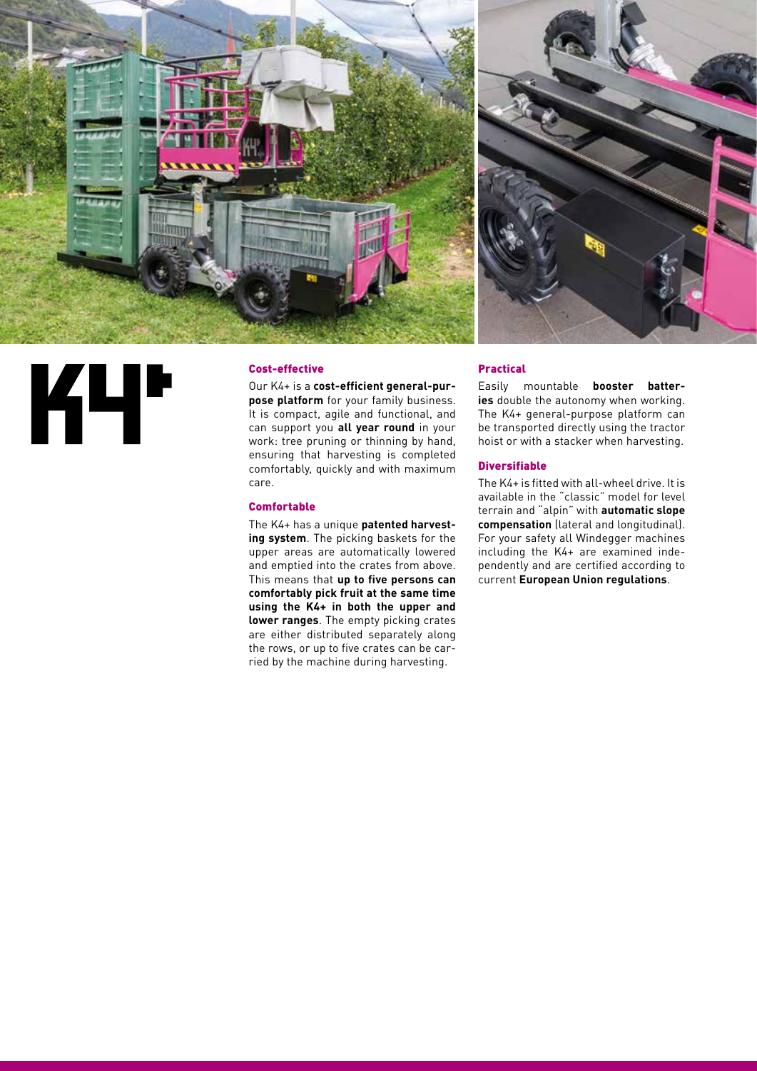# K4+

## Cost-effective

Our K4+ is a **cost-efficient general-purpose platform** for your family business. It is compact, agile and functional, and can support you **all year round** in your work: tree pruning or thinning by hand, ensuring that harvesting is completed comfortably, quickly and with maximum care.

## Comfortable

The K4+ has a unique **patented harvesting system**. The picking baskets for the upper areas are automatically lowered and emptied into the crates from above. This means that **up to five persons can comfortably pick fruit at the same time using the K4+ in both the upper and lower ranges**. The empty picking crates are either distributed separately along the rows, or up to five crates can be carried by the machine during harvesting.

## Practical

Easily mountable **booster batteries** double the autonomy when working. The K4+ general-purpose platform can be transported directly using the tractor hoist or with a stacker when harvesting.

## Diversifiable

The K4+ is fitted with all-wheel drive. It is available in the "classic" model for level terrain and "alpin" with **automatic slope compensation** (lateral and longitudinal). For your safety all Windegger machines including the K4+ are examined independently and are certified according to current **European Union regulations**.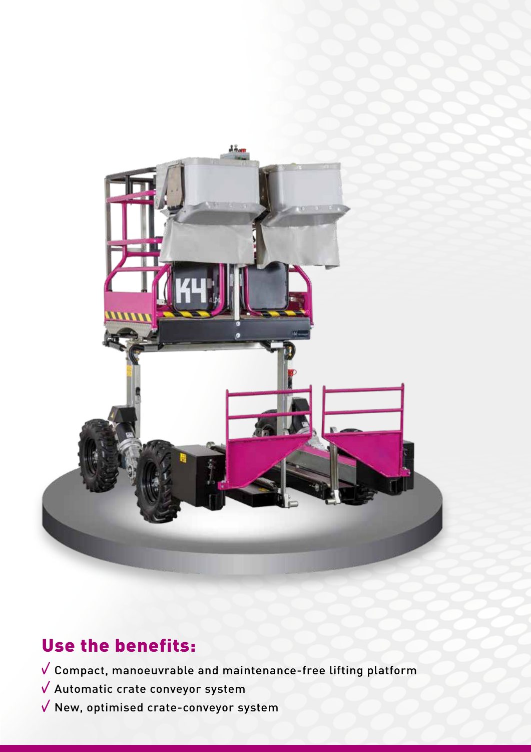## Use the benefits:

- √ Compact, manoeuvrable and maintenance-free lifting platform
- √ Automatic crate conveyor system
- √ New, optimised crate-conveyor system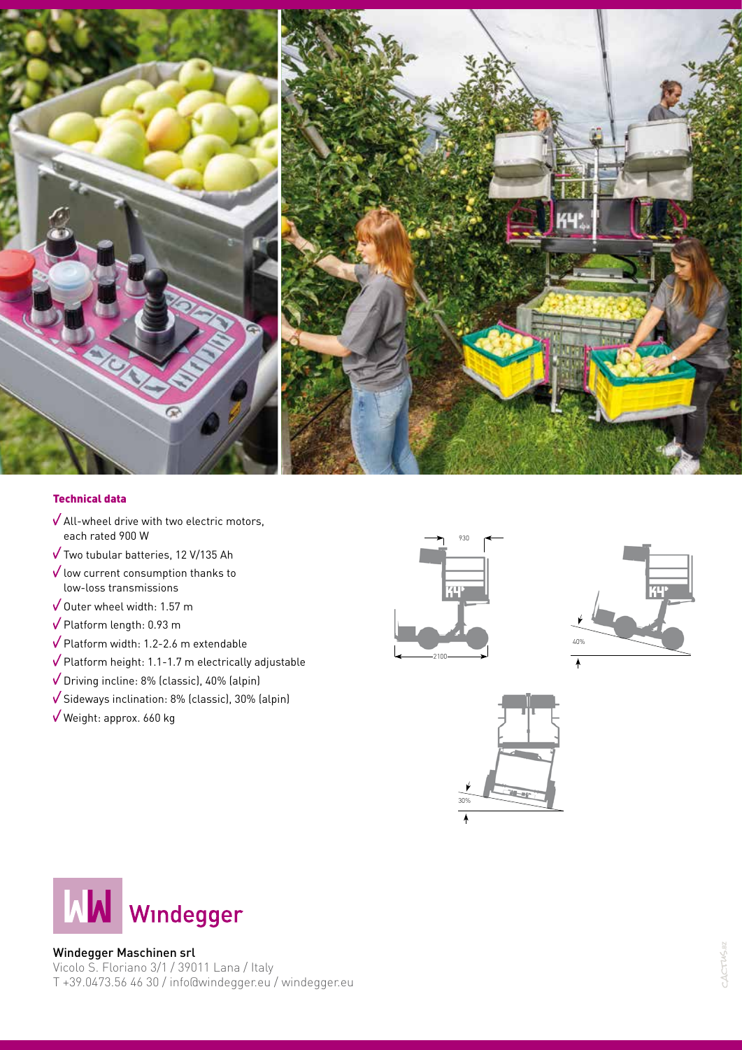## Technical data

- ✓ All-wheel drive with two electric motors, each rated 900 W
- ✓ Two tubular batteries, 12 V/135 Ah
- ✓ low current consumption thanks to low-loss transmissions
- ✓ Outer wheel width: 1.57 m
- ✓ Platform length: 0.93 m
- ✓ Platform width: 1.2-2.6 m extendable
- ✓ Platform height: 1.1-1.7 m electrically adjustable
- ✓ Driving incline: 8% (classic), 40% (alpin)
- ✓ Sideways inclination: 8% (classic), 30% (alpin)
- ✓ Weight: approx. 660 kg

930

2100

40%

30%

Windegger

Windegger Maschinen srl
Vicolo S. Floriano 3/1 / 39011 Lana / Italy
T +39.0473.56 46 30 / info@windegger.eu / windegger.eu